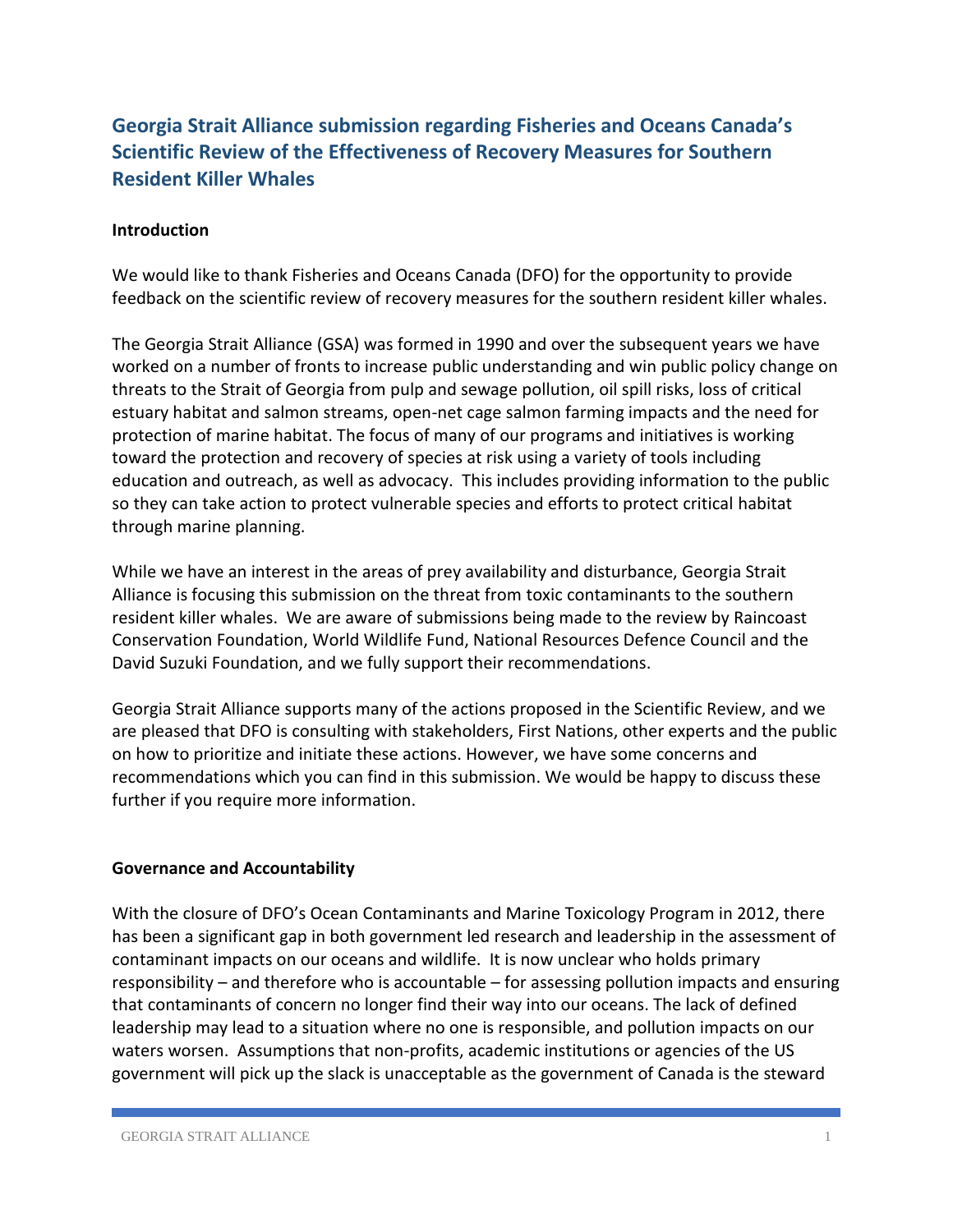# Georgia Strait Alliance submission regarding Fisheries and Oceans Canada's Scientific Review of the Effectiveness of Recovery Measures for Southern Resident Killer Whales

## Introduction

We would like to thank Fisheries and Oceans Canada (DFO) for the opportunity to provide feedback on the scientific review of recovery measures for the southern resident killer whales.

The Georgia Strait Alliance (GSA) was formed in 1990 and over the subsequent years we have worked on a number of fronts to increase public understanding and win public policy change on threats to the Strait of Georgia from pulp and sewage pollution, oil spill risks, loss of critical estuary habitat and salmon streams, open-net cage salmon farming impacts and the need for protection of marine habitat. The focus of many of our programs and initiatives is working toward the protection and recovery of species at risk using a variety of tools including education and outreach, as well as advocacy. This includes providing information to the public so they can take action to protect vulnerable species and efforts to protect critical habitat through marine planning.

While we have an interest in the areas of prey availability and disturbance, Georgia Strait Alliance is focusing this submission on the threat from toxic contaminants to the southern resident killer whales. We are aware of submissions being made to the review by Raincoast Conservation Foundation, World Wildlife Fund, National Resources Defence Council and the David Suzuki Foundation, and we fully support their recommendations.

Georgia Strait Alliance supports many of the actions proposed in the Scientific Review, and we are pleased that DFO is consulting with stakeholders, First Nations, other experts and the public on how to prioritize and initiate these actions. However, we have some concerns and recommendations which you can find in this submission. We would be happy to discuss these further if you require more information.

## Governance and Accountability

With the closure of DFO's Ocean Contaminants and Marine Toxicology Program in 2012, there has been a significant gap in both government led research and leadership in the assessment of contaminant impacts on our oceans and wildlife. It is now unclear who holds primary responsibility – and therefore who is accountable – for assessing pollution impacts and ensuring that contaminants of concern no longer find their way into our oceans. The lack of defined leadership may lead to a situation where no one is responsible, and pollution impacts on our waters worsen. Assumptions that non-profits, academic institutions or agencies of the US government will pick up the slack is unacceptable as the government of Canada is the steward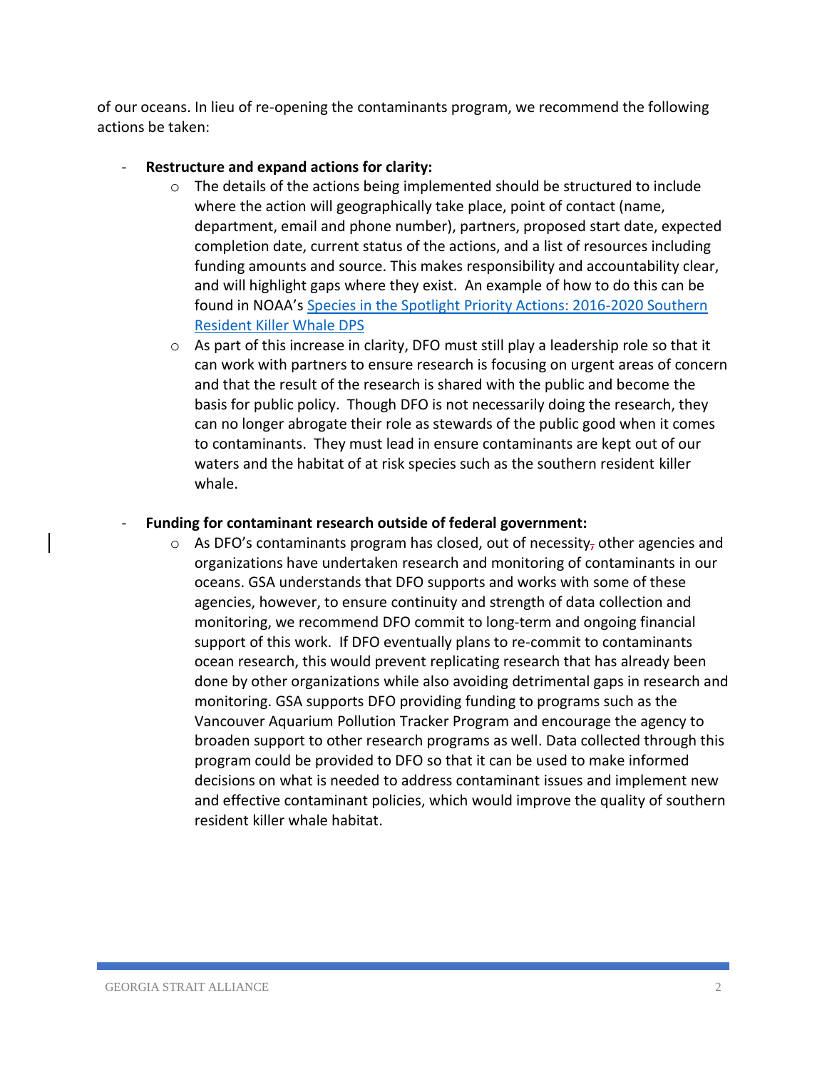of our oceans. In lieu of re-opening the contaminants program, we recommend the following actions be taken:

- **Restructure and expand actions for clarity:**
  - The details of the actions being implemented should be structured to include where the action will geographically take place, point of contact (name, department, email and phone number), partners, proposed start date, expected completion date, current status of the actions, and a list of resources including funding amounts and source. This makes responsibility and accountability clear, and will highlight gaps where they exist. An example of how to do this can be found in NOAA's Species in the Spotlight Priority Actions: 2016-2020 Southern Resident Killer Whale DPS
  - As part of this increase in clarity, DFO must still play a leadership role so that it can work with partners to ensure research is focusing on urgent areas of concern and that the result of the research is shared with the public and become the basis for public policy. Though DFO is not necessarily doing the research, they can no longer abrogate their role as stewards of the public good when it comes to contaminants. They must lead in ensure contaminants are kept out of our waters and the habitat of at risk species such as the southern resident killer whale.

- **Funding for contaminant research outside of federal government:**
  - As DFO's contaminants program has closed, out of necessity other agencies and organizations have undertaken research and monitoring of contaminants in our oceans. GSA understands that DFO supports and works with some of these agencies, however, to ensure continuity and strength of data collection and monitoring, we recommend DFO commit to long-term and ongoing financial support of this work. If DFO eventually plans to re-commit to contaminants ocean research, this would prevent replicating research that has already been done by other organizations while also avoiding detrimental gaps in research and monitoring. GSA supports DFO providing funding to programs such as the Vancouver Aquarium Pollution Tracker Program and encourage the agency to broaden support to other research programs as well. Data collected through this program could be provided to DFO so that it can be used to make informed decisions on what is needed to address contaminant issues and implement new and effective contaminant policies, which would improve the quality of southern resident killer whale habitat.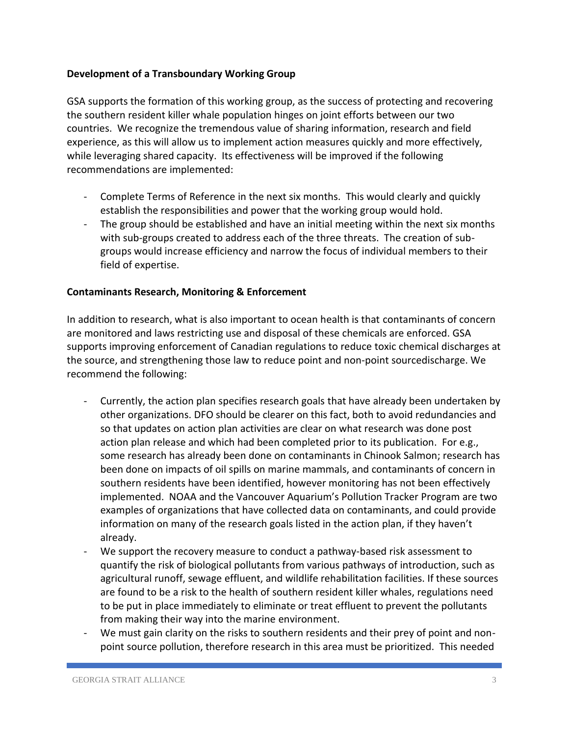**Development of a Transboundary Working Group**

GSA supports the formation of this working group, as the success of protecting and recovering the southern resident killer whale population hinges on joint efforts between our two countries. We recognize the tremendous value of sharing information, research and field experience, as this will allow us to implement action measures quickly and more effectively, while leveraging shared capacity. Its effectiveness will be improved if the following recommendations are implemented:

- Complete Terms of Reference in the next six months. This would clearly and quickly establish the responsibilities and power that the working group would hold.
- The group should be established and have an initial meeting within the next six months with sub-groups created to address each of the three threats. The creation of sub-groups would increase efficiency and narrow the focus of individual members to their field of expertise.

**Contaminants Research, Monitoring & Enforcement**

In addition to research, what is also important to ocean health is that contaminants of concern are monitored and laws restricting use and disposal of these chemicals are enforced. GSA supports improving enforcement of Canadian regulations to reduce toxic chemical discharges at the source, and strengthening those law to reduce point and non-point sourcedischarge. We recommend the following:

- Currently, the action plan specifies research goals that have already been undertaken by other organizations. DFO should be clearer on this fact, both to avoid redundancies and so that updates on action plan activities are clear on what research was done post action plan release and which had been completed prior to its publication. For e.g., some research has already been done on contaminants in Chinook Salmon; research has been done on impacts of oil spills on marine mammals, and contaminants of concern in southern residents have been identified, however monitoring has not been effectively implemented. NOAA and the Vancouver Aquarium's Pollution Tracker Program are two examples of organizations that have collected data on contaminants, and could provide information on many of the research goals listed in the action plan, if they haven't already.
- We support the recovery measure to conduct a pathway-based risk assessment to quantify the risk of biological pollutants from various pathways of introduction, such as agricultural runoff, sewage effluent, and wildlife rehabilitation facilities. If these sources are found to be a risk to the health of southern resident killer whales, regulations need to be put in place immediately to eliminate or treat effluent to prevent the pollutants from making their way into the marine environment.
- We must gain clarity on the risks to southern residents and their prey of point and non-point source pollution, therefore research in this area must be prioritized. This needed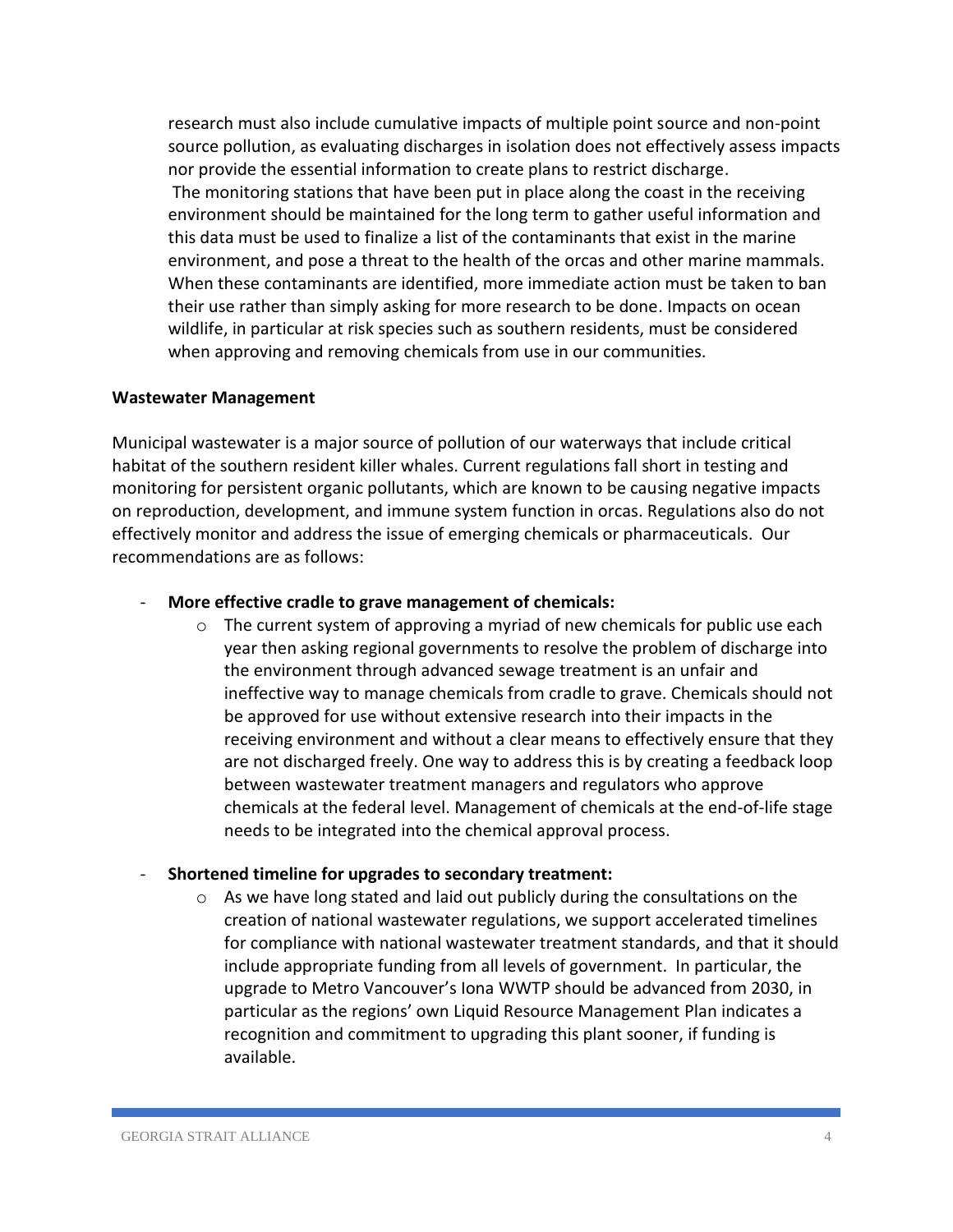research must also include cumulative impacts of multiple point source and non-point source pollution, as evaluating discharges in isolation does not effectively assess impacts nor provide the essential information to create plans to restrict discharge. The monitoring stations that have been put in place along the coast in the receiving environment should be maintained for the long term to gather useful information and this data must be used to finalize a list of the contaminants that exist in the marine environment, and pose a threat to the health of the orcas and other marine mammals. When these contaminants are identified, more immediate action must be taken to ban their use rather than simply asking for more research to be done. Impacts on ocean wildlife, in particular at risk species such as southern residents, must be considered when approving and removing chemicals from use in our communities.

**Wastewater Management**

Municipal wastewater is a major source of pollution of our waterways that include critical habitat of the southern resident killer whales. Current regulations fall short in testing and monitoring for persistent organic pollutants, which are known to be causing negative impacts on reproduction, development, and immune system function in orcas. Regulations also do not effectively monitor and address the issue of emerging chemicals or pharmaceuticals. Our recommendations are as follows:

- **More effective cradle to grave management of chemicals:**
  - The current system of approving a myriad of new chemicals for public use each year then asking regional governments to resolve the problem of discharge into the environment through advanced sewage treatment is an unfair and ineffective way to manage chemicals from cradle to grave. Chemicals should not be approved for use without extensive research into their impacts in the receiving environment and without a clear means to effectively ensure that they are not discharged freely. One way to address this is by creating a feedback loop between wastewater treatment managers and regulators who approve chemicals at the federal level. Management of chemicals at the end-of-life stage needs to be integrated into the chemical approval process.

- **Shortened timeline for upgrades to secondary treatment:**
  - As we have long stated and laid out publicly during the consultations on the creation of national wastewater regulations, we support accelerated timelines for compliance with national wastewater treatment standards, and that it should include appropriate funding from all levels of government. In particular, the upgrade to Metro Vancouver's Iona WWTP should be advanced from 2030, in particular as the regions' own Liquid Resource Management Plan indicates a recognition and commitment to upgrading this plant sooner, if funding is available.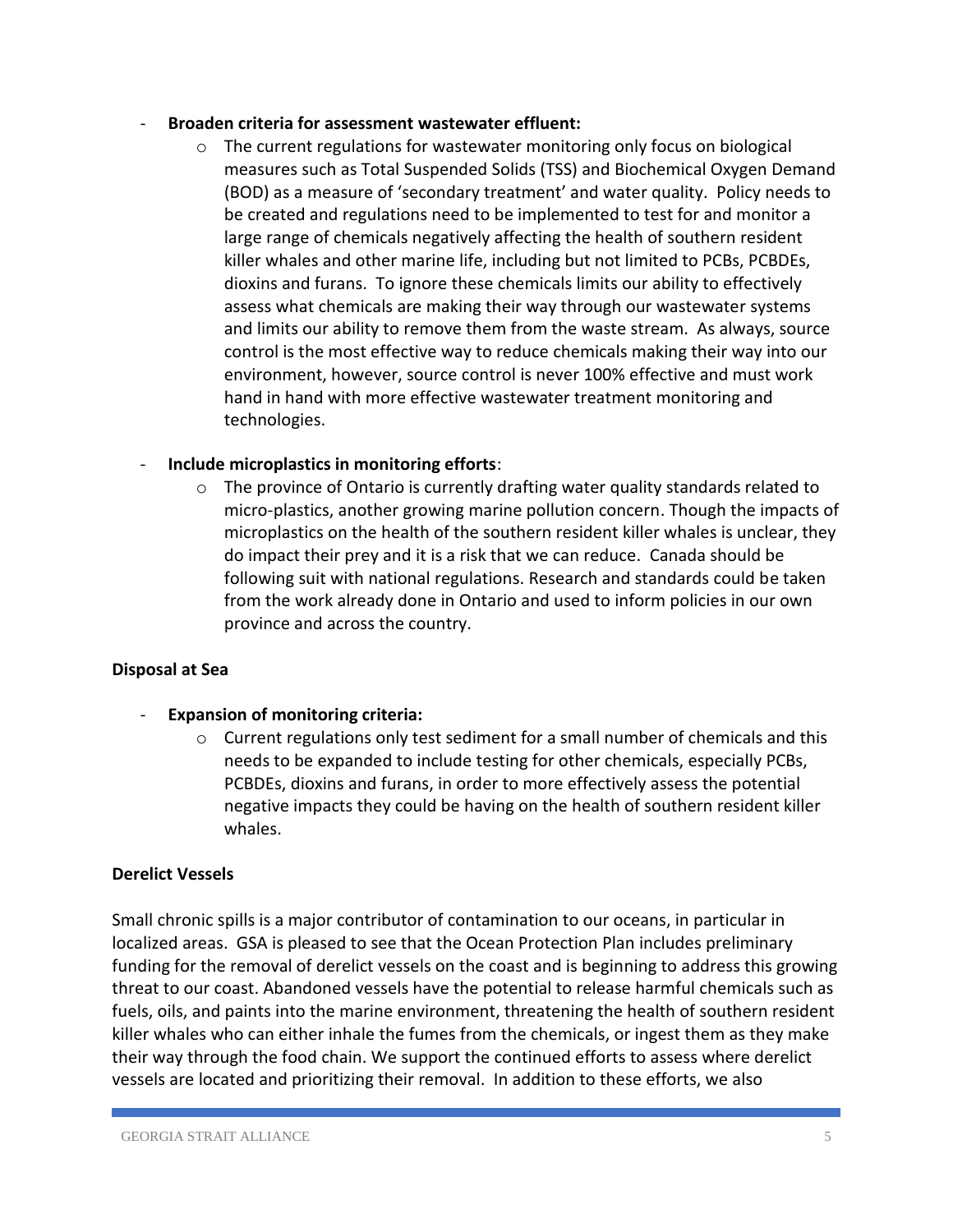- **Broaden criteria for assessment wastewater effluent:**
  - The current regulations for wastewater monitoring only focus on biological measures such as Total Suspended Solids (TSS) and Biochemical Oxygen Demand (BOD) as a measure of 'secondary treatment' and water quality. Policy needs to be created and regulations need to be implemented to test for and monitor a large range of chemicals negatively affecting the health of southern resident killer whales and other marine life, including but not limited to PCBs, PCBDEs, dioxins and furans. To ignore these chemicals limits our ability to effectively assess what chemicals are making their way through our wastewater systems and limits our ability to remove them from the waste stream. As always, source control is the most effective way to reduce chemicals making their way into our environment, however, source control is never 100% effective and must work hand in hand with more effective wastewater treatment monitoring and technologies.

- **Include microplastics in monitoring efforts**:
  - The province of Ontario is currently drafting water quality standards related to micro-plastics, another growing marine pollution concern. Though the impacts of microplastics on the health of the southern resident killer whales is unclear, they do impact their prey and it is a risk that we can reduce. Canada should be following suit with national regulations. Research and standards could be taken from the work already done in Ontario and used to inform policies in our own province and across the country.

**Disposal at Sea**

- **Expansion of monitoring criteria:**
  - Current regulations only test sediment for a small number of chemicals and this needs to be expanded to include testing for other chemicals, especially PCBs, PCBDEs, dioxins and furans, in order to more effectively assess the potential negative impacts they could be having on the health of southern resident killer whales.

**Derelict Vessels**

Small chronic spills is a major contributor of contamination to our oceans, in particular in localized areas. GSA is pleased to see that the Ocean Protection Plan includes preliminary funding for the removal of derelict vessels on the coast and is beginning to address this growing threat to our coast. Abandoned vessels have the potential to release harmful chemicals such as fuels, oils, and paints into the marine environment, threatening the health of southern resident killer whales who can either inhale the fumes from the chemicals, or ingest them as they make their way through the food chain. We support the continued efforts to assess where derelict vessels are located and prioritizing their removal. In addition to these efforts, we also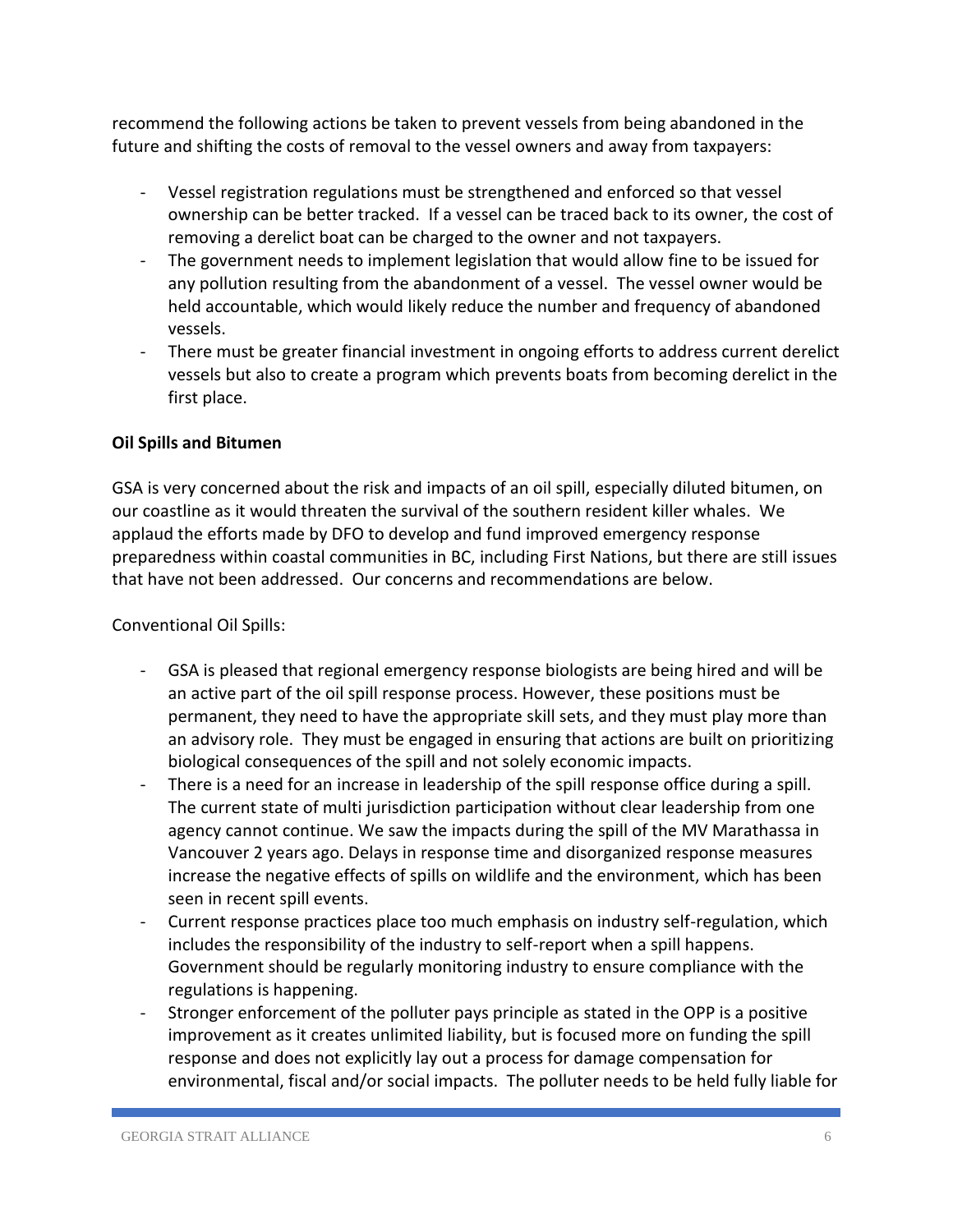recommend the following actions be taken to prevent vessels from being abandoned in the future and shifting the costs of removal to the vessel owners and away from taxpayers:

- Vessel registration regulations must be strengthened and enforced so that vessel ownership can be better tracked. If a vessel can be traced back to its owner, the cost of removing a derelict boat can be charged to the owner and not taxpayers.
- The government needs to implement legislation that would allow fine to be issued for any pollution resulting from the abandonment of a vessel. The vessel owner would be held accountable, which would likely reduce the number and frequency of abandoned vessels.
- There must be greater financial investment in ongoing efforts to address current derelict vessels but also to create a program which prevents boats from becoming derelict in the first place.

**Oil Spills and Bitumen**

GSA is very concerned about the risk and impacts of an oil spill, especially diluted bitumen, on our coastline as it would threaten the survival of the southern resident killer whales. We applaud the efforts made by DFO to develop and fund improved emergency response preparedness within coastal communities in BC, including First Nations, but there are still issues that have not been addressed. Our concerns and recommendations are below.

Conventional Oil Spills:

- GSA is pleased that regional emergency response biologists are being hired and will be an active part of the oil spill response process. However, these positions must be permanent, they need to have the appropriate skill sets, and they must play more than an advisory role. They must be engaged in ensuring that actions are built on prioritizing biological consequences of the spill and not solely economic impacts.
- There is a need for an increase in leadership of the spill response office during a spill. The current state of multi jurisdiction participation without clear leadership from one agency cannot continue. We saw the impacts during the spill of the MV Marathassa in Vancouver 2 years ago. Delays in response time and disorganized response measures increase the negative effects of spills on wildlife and the environment, which has been seen in recent spill events.
- Current response practices place too much emphasis on industry self-regulation, which includes the responsibility of the industry to self-report when a spill happens. Government should be regularly monitoring industry to ensure compliance with the regulations is happening.
- Stronger enforcement of the polluter pays principle as stated in the OPP is a positive improvement as it creates unlimited liability, but is focused more on funding the spill response and does not explicitly lay out a process for damage compensation for environmental, fiscal and/or social impacts. The polluter needs to be held fully liable for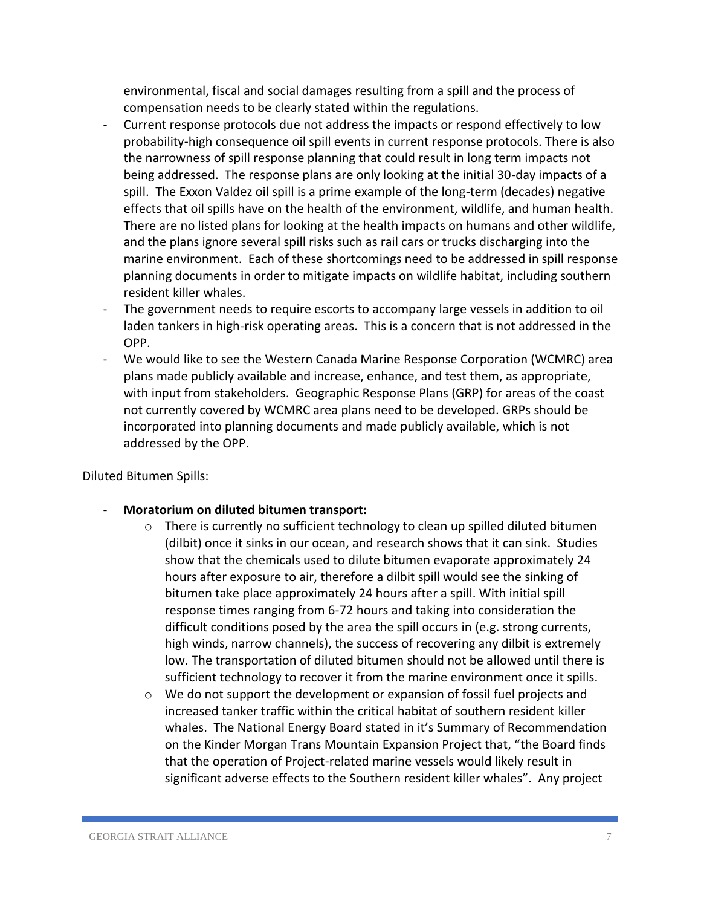environmental, fiscal and social damages resulting from a spill and the process of compensation needs to be clearly stated within the regulations.

- Current response protocols due not address the impacts or respond effectively to low probability-high consequence oil spill events in current response protocols. There is also the narrowness of spill response planning that could result in long term impacts not being addressed. The response plans are only looking at the initial 30-day impacts of a spill. The Exxon Valdez oil spill is a prime example of the long-term (decades) negative effects that oil spills have on the health of the environment, wildlife, and human health. There are no listed plans for looking at the health impacts on humans and other wildlife, and the plans ignore several spill risks such as rail cars or trucks discharging into the marine environment. Each of these shortcomings need to be addressed in spill response planning documents in order to mitigate impacts on wildlife habitat, including southern resident killer whales.
- The government needs to require escorts to accompany large vessels in addition to oil laden tankers in high-risk operating areas. This is a concern that is not addressed in the OPP.
- We would like to see the Western Canada Marine Response Corporation (WCMRC) area plans made publicly available and increase, enhance, and test them, as appropriate, with input from stakeholders. Geographic Response Plans (GRP) for areas of the coast not currently covered by WCMRC area plans need to be developed. GRPs should be incorporated into planning documents and made publicly available, which is not addressed by the OPP.

Diluted Bitumen Spills:

- **Moratorium on diluted bitumen transport:**
  - There is currently no sufficient technology to clean up spilled diluted bitumen (dilbit) once it sinks in our ocean, and research shows that it can sink. Studies show that the chemicals used to dilute bitumen evaporate approximately 24 hours after exposure to air, therefore a dilbit spill would see the sinking of bitumen take place approximately 24 hours after a spill. With initial spill response times ranging from 6-72 hours and taking into consideration the difficult conditions posed by the area the spill occurs in (e.g. strong currents, high winds, narrow channels), the success of recovering any dilbit is extremely low. The transportation of diluted bitumen should not be allowed until there is sufficient technology to recover it from the marine environment once it spills.
  - We do not support the development or expansion of fossil fuel projects and increased tanker traffic within the critical habitat of southern resident killer whales. The National Energy Board stated in it's Summary of Recommendation on the Kinder Morgan Trans Mountain Expansion Project that, "the Board finds that the operation of Project-related marine vessels would likely result in significant adverse effects to the Southern resident killer whales". Any project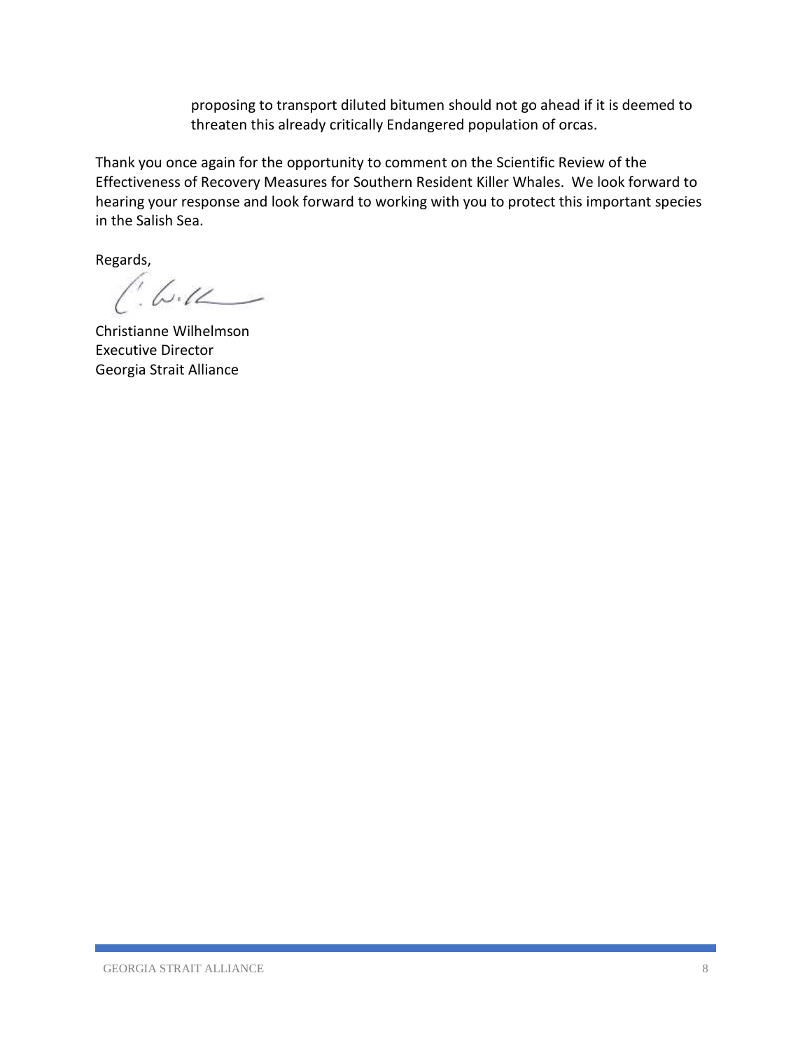proposing to transport diluted bitumen should not go ahead if it is deemed to threaten this already critically Endangered population of orcas.

Thank you once again for the opportunity to comment on the Scientific Review of the Effectiveness of Recovery Measures for Southern Resident Killer Whales. We look forward to hearing your response and look forward to working with you to protect this important species in the Salish Sea.

Regards,

Christianne Wilhelmson
Executive Director
Georgia Strait Alliance